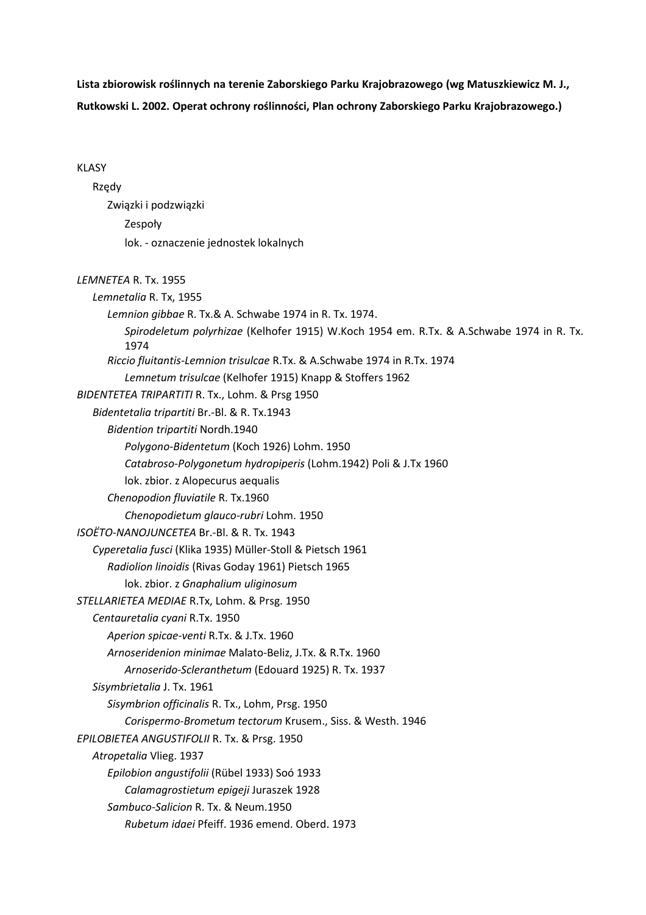**Lista zbiorowisk roślinnych na terenie Zaborskiego Parku Krajobrazowego (wg Matuszkiewicz M. J., Rutkowski L. 2002. Operat ochrony roślinności, Plan ochrony Zaborskiego Parku Krajobrazowego.)**

KLASY
- Rzędy
  - Związki i podzwiązki
    - Zespoły
    - lok. - oznaczenie jednostek lokalnych

*LEMNETEA* R. Tx. 1955
- *Lemnetalia* R. Tx, 1955
  - *Lemnion gibbae* R. Tx.& A. Schwabe 1974 in R. Tx. 1974.
    - *Spirodeletum polyrhizae* (Kelhofer 1915) W.Koch 1954 em. R.Tx. & A.Schwabe 1974 in R. Tx. 1974
  - *Riccio fluitantis-Lemnion trisulcae* R.Tx. & A.Schwabe 1974 in R.Tx. 1974
    - *Lemnetum trisulcae* (Kelhofer 1915) Knapp & Stoffers 1962

*BIDENTETEA TRIPARTITI* R. Tx., Lohm. & Prsg 1950
- *Bidentetalia tripartiti* Br.-Bl. & R. Tx.1943
  - *Bidention tripartiti* Nordh.1940
    - *Polygono-Bidentetum* (Koch 1926) Lohm. 1950
    - *Catabroso-Polygonetum hydropiperis* (Lohm.1942) Poli & J.Tx 1960
    - lok. zbior. z Alopecurus aequalis
  - *Chenopodion fluviatile* R. Tx.1960
    - *Chenopodietum glauco-rubri* Lohm. 1950

*ISOËTO-NANOJUNCETEA* Br.-Bl. & R. Tx. 1943
- *Cyperetalia fusci* (Klika 1935) Müller-Stoll & Pietsch 1961
  - *Radiolion linoidis* (Rivas Goday 1961) Pietsch 1965
    - lok. zbior. z *Gnaphalium uliginosum*

*STELLARIETEA MEDIAE* R.Tx, Lohm. & Prsg. 1950
- *Centauretalia cyani* R.Tx. 1950
  - *Aperion spicae-venti* R.Tx. & J.Tx. 1960
  - *Arnoseridenion minimae* Malato-Beliz, J.Tx. & R.Tx. 1960
    - *Arnoserido-Scleranthetum* (Edouard 1925) R. Tx. 1937
- *Sisymbrietalia* J. Tx. 1961
  - *Sisymbrion officinalis* R. Tx., Lohm, Prsg. 1950
    - *Corispermo-Brometum tectorum* Krusem., Siss. & Westh. 1946

*EPILOBIETEA ANGUSTIFOLII* R. Tx. & Prsg. 1950
- *Atropetalia* Vlieg. 1937
  - *Epilobion angustifolii* (Rübel 1933) Soó 1933
    - *Calamagrostietum epigeji* Juraszek 1928
  - *Sambuco-Salicion* R. Tx. & Neum.1950
    - *Rubetum idaei* Pfeiff. 1936 emend. Oberd. 1973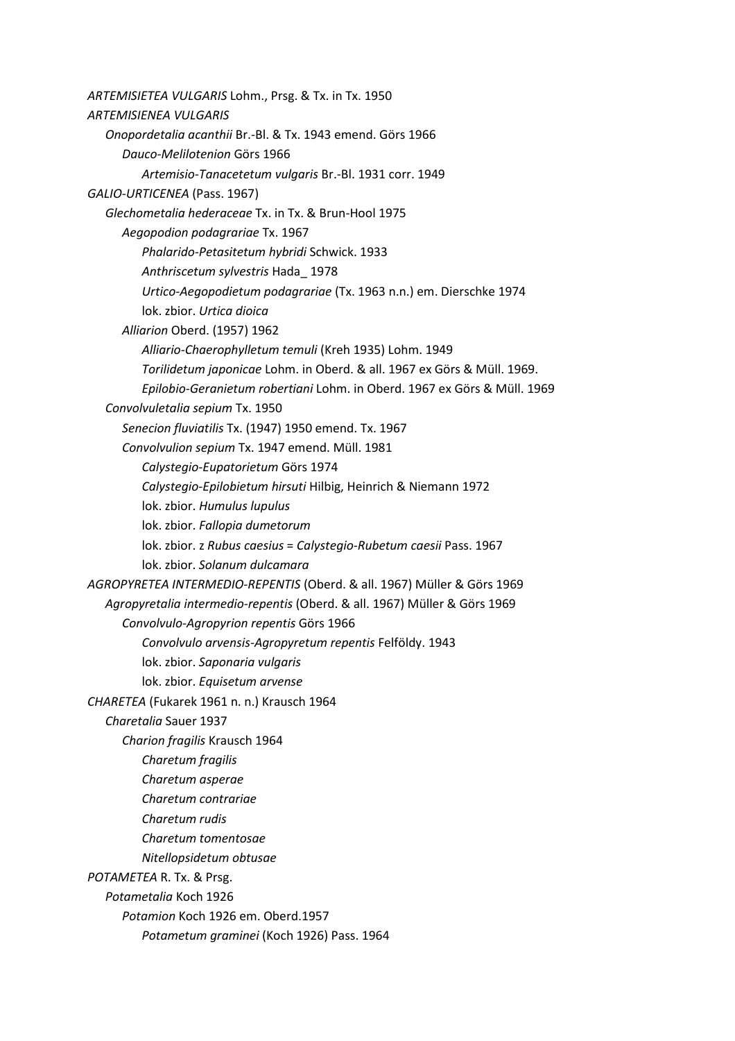*ARTEMISIETEA VULGARIS* Lohm., Prsg. & Tx. in Tx. 1950

*ARTEMISIENEA VULGARIS*

- *Onopordetalia acanthii* Br.-Bl. & Tx. 1943 emend. Görs 1966
  - *Dauco-Melilotenion* Görs 1966
    - *Artemisio-Tanacetetum vulgaris* Br.-Bl. 1931 corr. 1949

*GALIO-URTICENEA* (Pass. 1967)

- *Glechometalia hederaceae* Tx. in Tx. & Brun-Hool 1975
  - *Aegopodion podagrariae* Tx. 1967
    - *Phalarido-Petasitetum hybridi* Schwick. 1933
    - *Anthriscetum sylvestris* Hada_ 1978
    - *Urtico-Aegopodietum podagrariae* (Tx. 1963 n.n.) em. Dierschke 1974
    - lok. zbior. *Urtica dioica*
  - *Alliarion* Oberd. (1957) 1962
    - *Alliario-Chaerophylletum temuli* (Kreh 1935) Lohm. 1949
    - *Torilidetum japonicae* Lohm. in Oberd. & all. 1967 ex Görs & Müll. 1969.
    - *Epilobio-Geranietum robertiani* Lohm. in Oberd. 1967 ex Görs & Müll. 1969
- *Convolvuletalia sepium* Tx. 1950
  - *Senecion fluviatilis* Tx. (1947) 1950 emend. Tx. 1967
  - *Convolvulion sepium* Tx. 1947 emend. Müll. 1981
    - *Calystegio-Eupatorietum* Görs 1974
    - *Calystegio-Epilobietum hirsuti* Hilbig, Heinrich & Niemann 1972
    - lok. zbior. *Humulus lupulus*
    - lok. zbior. *Fallopia dumetorum*
    - lok. zbior. z *Rubus caesius* = *Calystegio-Rubetum caesii* Pass. 1967
    - lok. zbior. *Solanum dulcamara*

*AGROPYRETEA INTERMEDIO-REPENTIS* (Oberd. & all. 1967) Müller & Görs 1969

- *Agropyretalia intermedio-repentis* (Oberd. & all. 1967) Müller & Görs 1969
  - *Convolvulo-Agropyrion repentis* Görs 1966
    - *Convolvulo arvensis-Agropyretum repentis* Felföldy. 1943
    - lok. zbior. *Saponaria vulgaris*
    - lok. zbior. *Equisetum arvense*

*CHARETEA* (Fukarek 1961 n. n.) Krausch 1964

- *Charetalia* Sauer 1937
  - *Charion fragilis* Krausch 1964
    - *Charetum fragilis*
    - *Charetum asperae*
    - *Charetum contrariae*
    - *Charetum rudis*
    - *Charetum tomentosae*
    - *Nitellopsidetum obtusae*

*POTAMETEA* R. Tx. & Prsg.

- *Potametalia* Koch 1926
  - *Potamion* Koch 1926 em. Oberd.1957
    - *Potametum graminei* (Koch 1926) Pass. 1964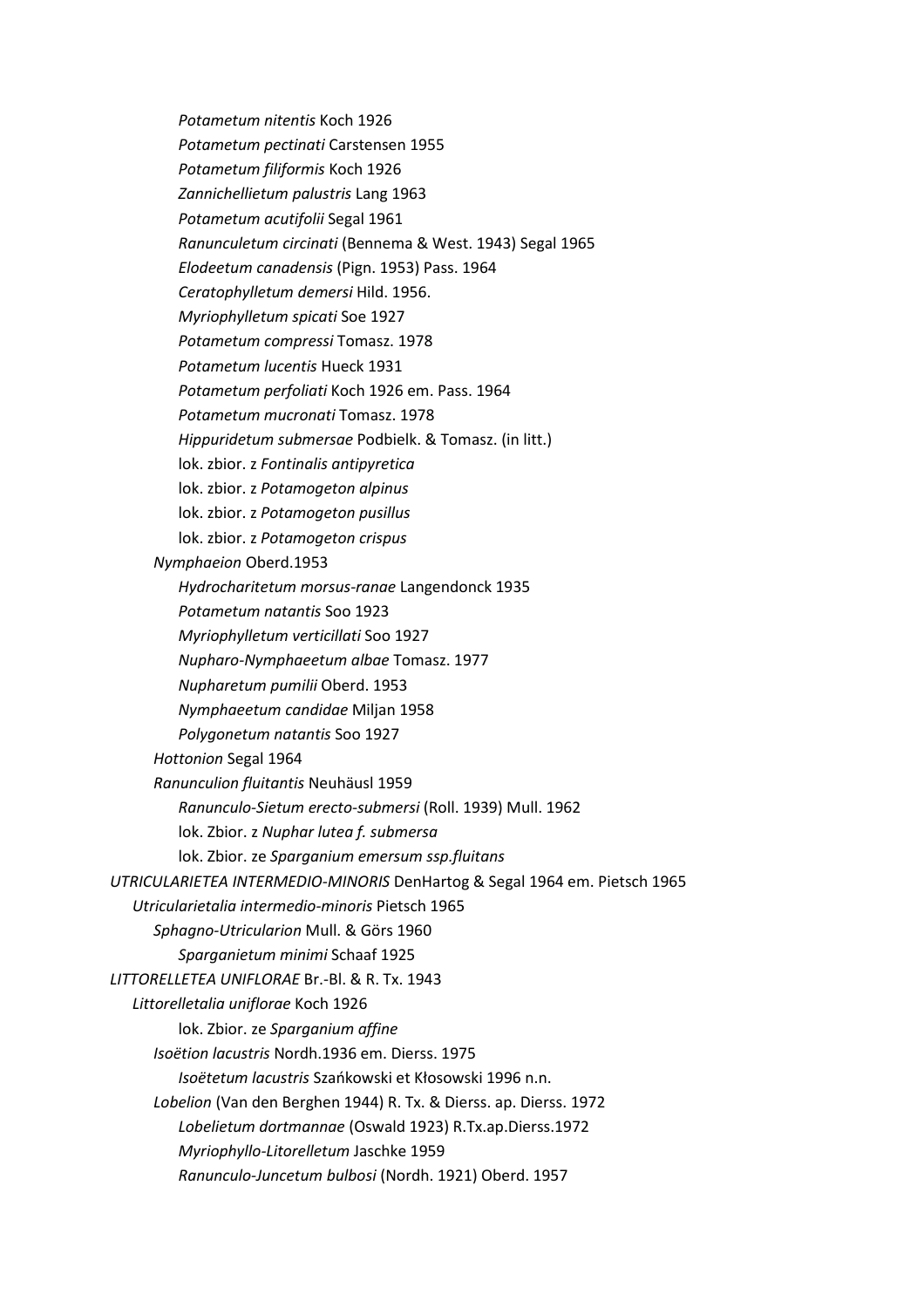*Potametum nitentis* Koch 1926
*Potametum pectinati* Carstensen 1955
*Potametum filiformis* Koch 1926
*Zannichellietum palustris* Lang 1963
*Potametum acutifolii* Segal 1961
*Ranunculetum circinati* (Bennema & West. 1943) Segal 1965
*Elodeetum canadensis* (Pign. 1953) Pass. 1964
*Ceratophylletum demersi* Hild. 1956.
*Myriophylletum spicati* Soe 1927
*Potametum compressi* Tomasz. 1978
*Potametum lucentis* Hueck 1931
*Potametum perfoliati* Koch 1926 em. Pass. 1964
*Potametum mucronati* Tomasz. 1978
*Hippuridetum submersae* Podbielk. & Tomasz. (in litt.)
lok. zbior. z *Fontinalis antipyretica*
lok. zbior. z *Potamogeton alpinus*
lok. zbior. z *Potamogeton pusillus*
lok. zbior. z *Potamogeton crispus*
*Nymphaeion* Oberd.1953
*Hydrocharitetum morsus-ranae* Langendonck 1935
*Potametum natantis* Soo 1923
*Myriophylletum verticillati* Soo 1927
*Nupharo-Nymphaeetum albae* Tomasz. 1977
*Nupharetum pumilii* Oberd. 1953
*Nymphaeetum candidae* Miljan 1958
*Polygonetum natantis* Soo 1927
*Hottonion* Segal 1964
*Ranunculion fluitantis* Neuhäusl 1959
*Ranunculo-Sietum erecto-submersi* (Roll. 1939) Mull. 1962
lok. Zbior. z *Nuphar lutea f. submersa*
lok. Zbior. ze *Sparganium emersum ssp.fluitans*
*UTRICULARIETEA INTERMEDIO-MINORIS* DenHartog & Segal 1964 em. Pietsch 1965
*Utricularietalia intermedio-minoris* Pietsch 1965
*Sphagno-Utricularion* Mull. & Görs 1960
*Sparganietum minimi* Schaaf 1925
*LITTORELLETEA UNIFLORAE* Br.-Bl. & R. Tx. 1943
*Littorelletalia uniflorae* Koch 1926
lok. Zbior. ze *Sparganium affine*
*Isoëtion lacustris* Nordh.1936 em. Dierss. 1975
*Isoëtetum lacustris* Szańkowski et Kłosowski 1996 n.n.
*Lobelion* (Van den Berghen 1944) R. Tx. & Dierss. ap. Dierss. 1972
*Lobelietum dortmannae* (Oswald 1923) R.Tx.ap.Dierss.1972
*Myriophyllo-Litorelletum* Jaschke 1959
*Ranunculo-Juncetum bulbosi* (Nordh. 1921) Oberd. 1957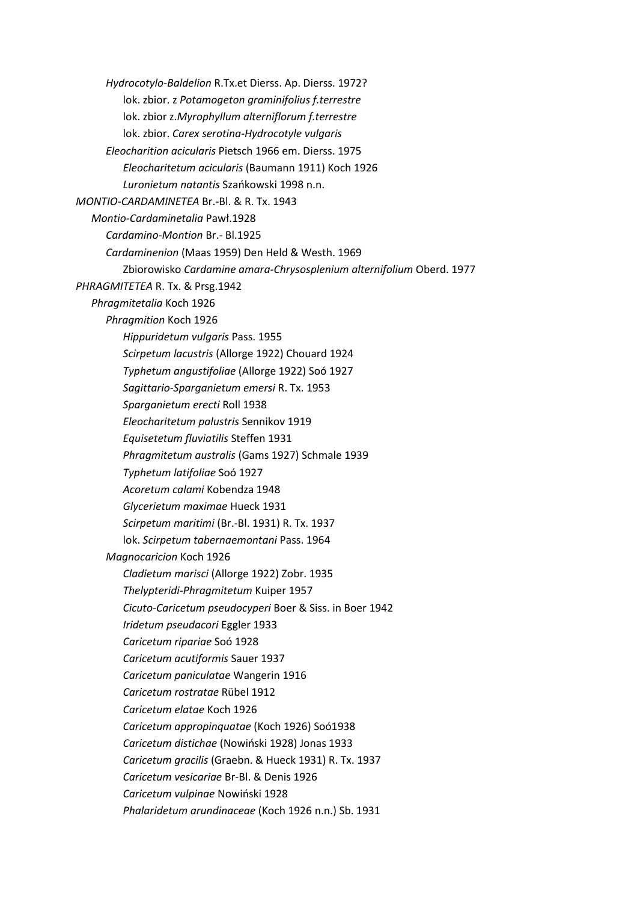*Hydrocotylo-Baldelion* R.Tx.et Dierss. Ap. Dierss. 1972?

lok. zbior. z *Potamogeton graminifolius f.terrestre*

lok. zbior z.*Myrophyllum alterniflorum f.terrestre*

lok. zbior. *Carex serotina-Hydrocotyle vulgaris*

*Eleocharition acicularis* Pietsch 1966 em. Dierss. 1975

*Eleocharitetum acicularis* (Baumann 1911) Koch 1926

*Luronietum natantis* Szańkowski 1998 n.n.

*MONTIO-CARDAMINETEA* Br.-Bl. & R. Tx. 1943

*Montio-Cardaminetalia* Pawł.1928

*Cardamino-Montion* Br.- Bl.1925

*Cardaminenion* (Maas 1959) Den Held & Westh. 1969

Zbiorowisko *Cardamine amara-Chrysosplenium alternifolium* Oberd. 1977

*PHRAGMITETEA* R. Tx. & Prsg.1942

*Phragmitetalia* Koch 1926

*Phragmition* Koch 1926

*Hippuridetum vulgaris* Pass. 1955

*Scirpetum lacustris* (Allorge 1922) Chouard 1924

*Typhetum angustifoliae* (Allorge 1922) Soó 1927

*Sagittario-Sparganietum emersi* R. Tx. 1953

*Sparganietum erecti* Roll 1938

*Eleocharitetum palustris* Sennikov 1919

*Equisetetum fluviatilis* Steffen 1931

*Phragmitetum australis* (Gams 1927) Schmale 1939

*Typhetum latifoliae* Soó 1927

*Acoretum calami* Kobendza 1948

*Glycerietum maximae* Hueck 1931

*Scirpetum maritimi* (Br.-Bl. 1931) R. Tx. 1937

lok. *Scirpetum tabernaemontani* Pass. 1964

*Magnocaricion* Koch 1926

*Cladietum marisci* (Allorge 1922) Zobr. 1935

*Thelypteridi-Phragmitetum* Kuiper 1957

*Cicuto-Caricetum pseudocyperi* Boer & Siss. in Boer 1942

*Iridetum pseudacori* Eggler 1933

*Caricetum ripariae* Soó 1928

*Caricetum acutiformis* Sauer 1937

*Caricetum paniculatae* Wangerin 1916

*Caricetum rostratae* Rübel 1912

*Caricetum elatae* Koch 1926

*Caricetum appropinquatae* (Koch 1926) Soó1938

*Caricetum distichae* (Nowiński 1928) Jonas 1933

*Caricetum gracilis* (Graebn. & Hueck 1931) R. Tx. 1937

*Caricetum vesicariae* Br-Bl. & Denis 1926

*Caricetum vulpinae* Nowiński 1928

*Phalaridetum arundinaceae* (Koch 1926 n.n.) Sb. 1931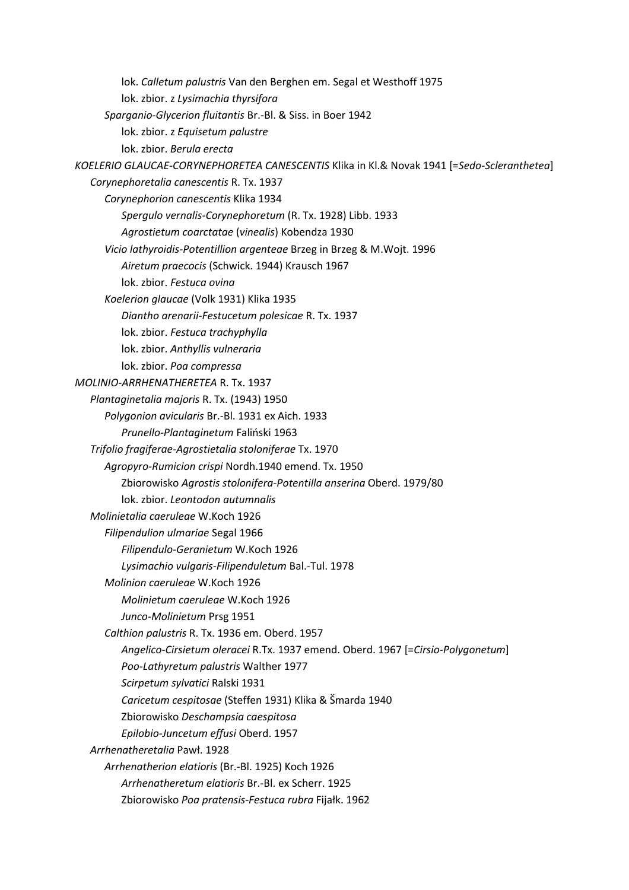lok. *Calletum palustris* Van den Berghen em. Segal et Westhoff 1975
lok. zbior. z *Lysimachia thyrsifora*
*Sparganio-Glycerion fluitantis* Br.-Bl. & Siss. in Boer 1942
lok. zbior. z *Equisetum palustre*
lok. zbior. *Berula erecta*
*KOELERIO GLAUCAE-CORYNEPHORETEA CANESCENTIS* Klika in Kl.& Novak 1941 [=*Sedo-Scleranthetea*]
*Corynephoretalia canescentis* R. Tx. 1937
*Corynephorion canescentis* Klika 1934
*Spergulo vernalis-Corynephoretum* (R. Tx. 1928) Libb. 1933
*Agrostietum coarctatae* (*vinealis*) Kobendza 1930
*Vicio lathyroidis-Potentillion argenteae* Brzeg in Brzeg & M.Wojt. 1996
*Airetum praecocis* (Schwick. 1944) Krausch 1967
lok. zbior. *Festuca ovina*
*Koelerion glaucae* (Volk 1931) Klika 1935
*Diantho arenarii-Festucetum polesicae* R. Tx. 1937
lok. zbior. *Festuca trachyphylla*
lok. zbior. *Anthyllis vulneraria*
lok. zbior. *Poa compressa*
*MOLINIO-ARRHENATHERETEA* R. Tx. 1937
*Plantaginetalia majoris* R. Tx. (1943) 1950
*Polygonion avicularis* Br.-Bl. 1931 ex Aich. 1933
*Prunello-Plantaginetum* Faliński 1963
*Trifolio fragiferae-Agrostietalia stoloniferae* Tx. 1970
*Agropyro-Rumicion crispi* Nordh.1940 emend. Tx. 1950
Zbiorowisko *Agrostis stolonifera-Potentilla anserina* Oberd. 1979/80
lok. zbior. *Leontodon autumnalis*
*Molinietalia caeruleae* W.Koch 1926
*Filipendulion ulmariae* Segal 1966
*Filipendulo-Geranietum* W.Koch 1926
*Lysimachio vulgaris-Filipenduletum* Bal.-Tul. 1978
*Molinion caeruleae* W.Koch 1926
*Molinietum caeruleae* W.Koch 1926
*Junco-Molinietum* Prsg 1951
*Calthion palustris* R. Tx. 1936 em. Oberd. 1957
*Angelico-Cirsietum oleracei* R.Tx. 1937 emend. Oberd. 1967 [=*Cirsio-Polygonetum*]
*Poo-Lathyretum palustris* Walther 1977
*Scirpetum sylvatici* Ralski 1931
*Caricetum cespitosae* (Steffen 1931) Klika & Šmarda 1940
Zbiorowisko *Deschampsia caespitosa*
*Epilobio-Juncetum effusi* Oberd. 1957
*Arrhenatheretalia* Pawł. 1928
*Arrhenatherion elatioris* (Br.-Bl. 1925) Koch 1926
*Arrhenatheretum elatioris* Br.-Bl. ex Scherr. 1925
Zbiorowisko *Poa pratensis-Festuca rubra* Fijałk. 1962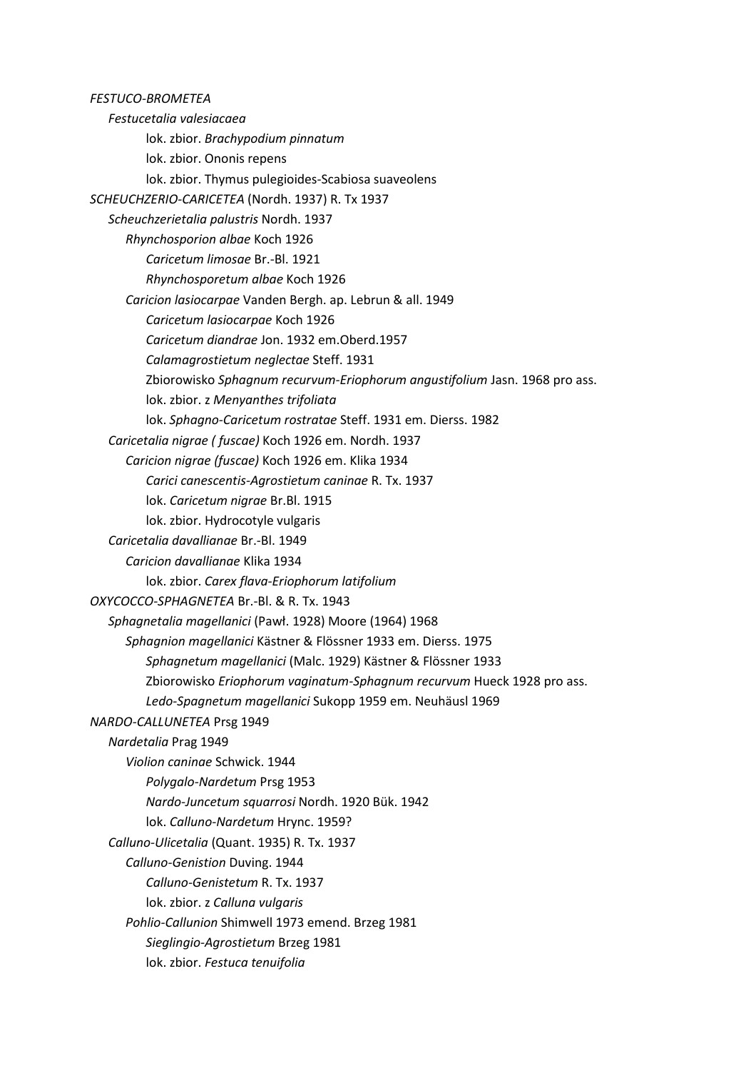*FESTUCO-BROMETEA*

*Festucetalia valesiacaea*

lok. zbior. *Brachypodium pinnatum*

lok. zbior. Ononis repens

lok. zbior. Thymus pulegioides-Scabiosa suaveolens

*SCHEUCHZERIO-CARICETEA* (Nordh. 1937) R. Tx 1937

*Scheuchzerietalia palustris* Nordh. 1937

*Rhynchosporion albae* Koch 1926

*Caricetum limosae* Br.-Bl. 1921

*Rhynchosporetum albae* Koch 1926

*Caricion lasiocarpae* Vanden Bergh. ap. Lebrun & all. 1949

*Caricetum lasiocarpae* Koch 1926

*Caricetum diandrae* Jon. 1932 em.Oberd.1957

*Calamagrostietum neglectae* Steff. 1931

Zbiorowisko *Sphagnum recurvum-Eriophorum angustifolium* Jasn. 1968 pro ass.

lok. zbior. z *Menyanthes trifoliata*

lok. *Sphagno-Caricetum rostratae* Steff. 1931 em. Dierss. 1982

*Caricetalia nigrae ( fuscae)* Koch 1926 em. Nordh. 1937

*Caricion nigrae (fuscae)* Koch 1926 em. Klika 1934

*Carici canescentis-Agrostietum caninae* R. Tx. 1937

lok. *Caricetum nigrae* Br.Bl. 1915

lok. zbior. Hydrocotyle vulgaris

*Caricetalia davallianae* Br.-Bl. 1949

*Caricion davallianae* Klika 1934

lok. zbior. *Carex flava-Eriophorum latifolium*

*OXYCOCCO-SPHAGNETEA* Br.-Bl. & R. Tx. 1943

*Sphagnetalia magellanici* (Pawł. 1928) Moore (1964) 1968

*Sphagnion magellanici* Kästner & Flössner 1933 em. Dierss. 1975

*Sphagnetum magellanici* (Malc. 1929) Kästner & Flössner 1933

Zbiorowisko *Eriophorum vaginatum-Sphagnum recurvum* Hueck 1928 pro ass.

*Ledo-Spagnetum magellanici* Sukopp 1959 em. Neuhäusl 1969

*NARDO-CALLUNETEA* Prsg 1949

*Nardetalia* Prag 1949

*Violion caninae* Schwick. 1944

*Polygalo-Nardetum* Prsg 1953

*Nardo-Juncetum squarrosi* Nordh. 1920 Bük. 1942

lok. *Calluno-Nardetum* Hrync. 1959?

*Calluno-Ulicetalia* (Quant. 1935) R. Tx. 1937

*Calluno-Genistion* Duving. 1944

*Calluno-Genistetum* R. Tx. 1937

lok. zbior. z *Calluna vulgaris*

*Pohlio-Callunion* Shimwell 1973 emend. Brzeg 1981

*Sieglingio-Agrostietum* Brzeg 1981

lok. zbior. *Festuca tenuifolia*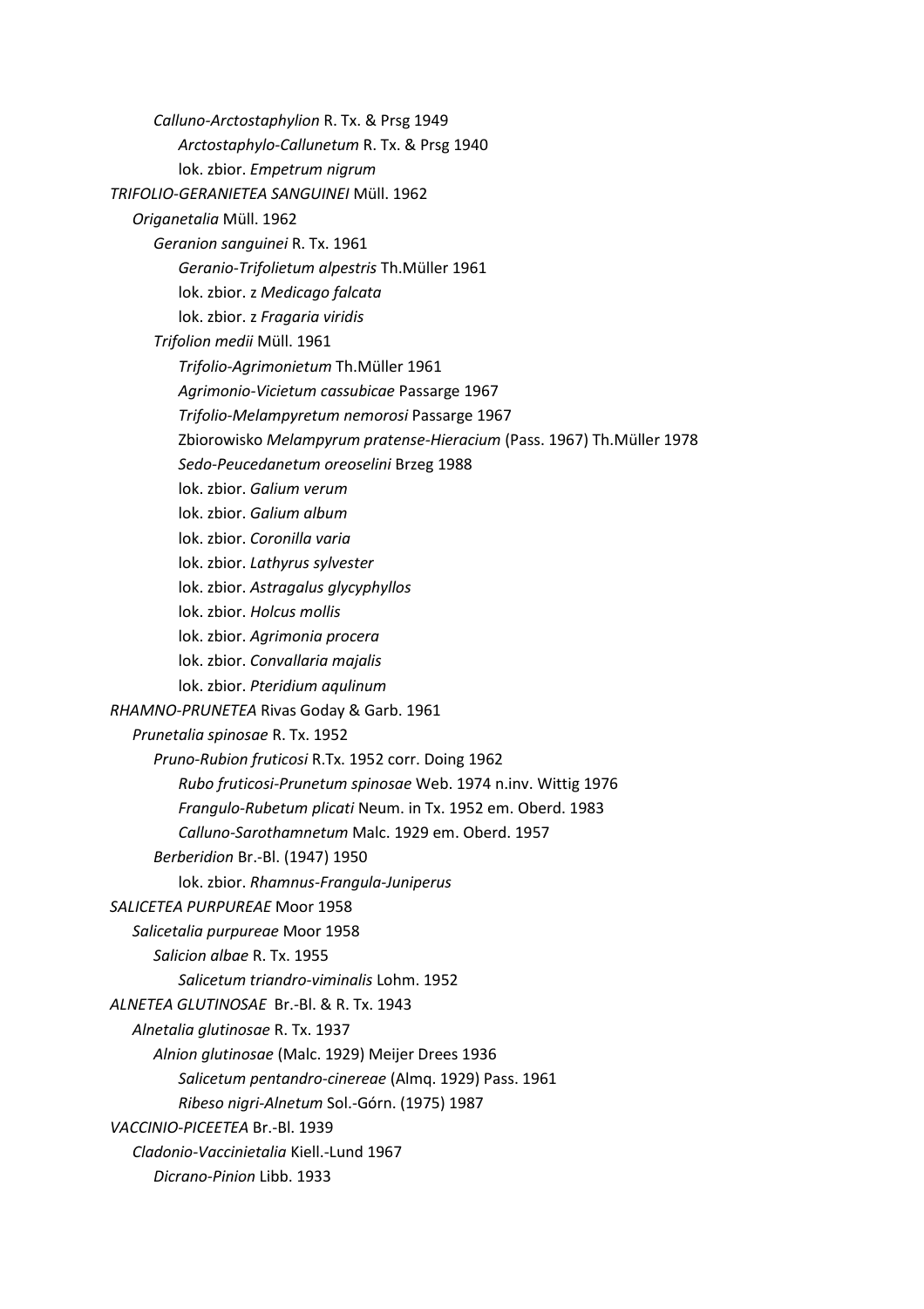*Calluno-Arctostaphylion* R. Tx. & Prsg 1949

*Arctostaphylo-Callunetum* R. Tx. & Prsg 1940

lok. zbior. *Empetrum nigrum*

*TRIFOLIO-GERANIETEA SANGUINEI* Müll. 1962

*Origanetalia* Müll. 1962

*Geranion sanguinei* R. Tx. 1961

*Geranio-Trifolietum alpestris* Th.Müller 1961

lok. zbior. z *Medicago falcata*

lok. zbior. z *Fragaria viridis*

*Trifolion medii* Müll. 1961

*Trifolio-Agrimonietum* Th.Müller 1961

*Agrimonio-Vicietum cassubicae* Passarge 1967

*Trifolio-Melampyretum nemorosi* Passarge 1967

Zbiorowisko *Melampyrum pratense-Hieracium* (Pass. 1967) Th.Müller 1978

*Sedo-Peucedanetum oreoselini* Brzeg 1988

lok. zbior. *Galium verum*

lok. zbior. *Galium album*

lok. zbior. *Coronilla varia*

lok. zbior. *Lathyrus sylvester*

lok. zbior. *Astragalus glycyphyllos*

lok. zbior. *Holcus mollis*

lok. zbior. *Agrimonia procera*

lok. zbior. *Convallaria majalis*

lok. zbior. *Pteridium aqulinum*

*RHAMNO-PRUNETEA* Rivas Goday & Garb. 1961

*Prunetalia spinosae* R. Tx. 1952

*Pruno-Rubion fruticosi* R.Tx. 1952 corr. Doing 1962

*Rubo fruticosi-Prunetum spinosae* Web. 1974 n.inv. Wittig 1976

*Frangulo-Rubetum plicati* Neum. in Tx. 1952 em. Oberd. 1983

*Calluno-Sarothamnetum* Malc. 1929 em. Oberd. 1957

*Berberidion* Br.-Bl. (1947) 1950

lok. zbior. *Rhamnus-Frangula-Juniperus*

*SALICETEA PURPUREAE* Moor 1958

*Salicetalia purpureae* Moor 1958

*Salicion albae* R. Tx. 1955

*Salicetum triandro-viminalis* Lohm. 1952

*ALNETEA GLUTINOSAE* Br.-Bl. & R. Tx. 1943

*Alnetalia glutinosae* R. Tx. 1937

*Alnion glutinosae* (Malc. 1929) Meijer Drees 1936

*Salicetum pentandro-cinereae* (Almq. 1929) Pass. 1961

*Ribeso nigri-Alnetum* Sol.-Górn. (1975) 1987

*VACCINIO-PICEETEA* Br.-Bl. 1939

*Cladonio-Vaccinietalia* Kiell.-Lund 1967

*Dicrano-Pinion* Libb. 1933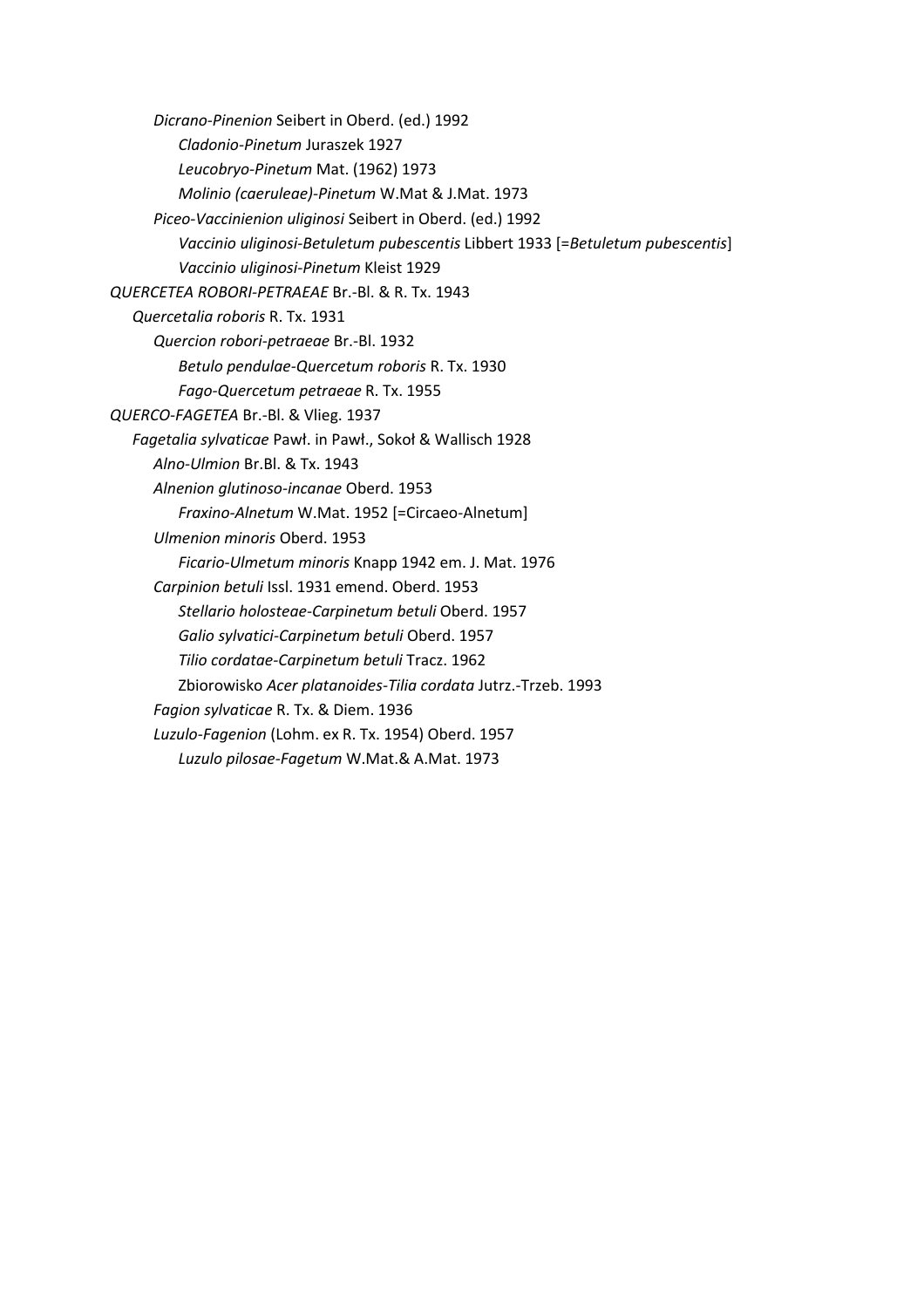*Dicrano-Pinenion* Seibert in Oberd. (ed.) 1992

*Cladonio-Pinetum* Juraszek 1927

*Leucobryo-Pinetum* Mat. (1962) 1973

*Molinio (caeruleae)-Pinetum* W.Mat & J.Mat. 1973

*Piceo-Vaccinienion uliginosi* Seibert in Oberd. (ed.) 1992

*Vaccinio uliginosi-Betuletum pubescentis* Libbert 1933 [=*Betuletum pubescentis*]

*Vaccinio uliginosi-Pinetum* Kleist 1929

*QUERCETEA ROBORI-PETRAEAE* Br.-Bl. & R. Tx. 1943

*Quercetalia roboris* R. Tx. 1931

*Quercion robori-petraeae* Br.-Bl. 1932

*Betulo pendulae-Quercetum roboris* R. Tx. 1930

*Fago-Quercetum petraeae* R. Tx. 1955

*QUERCO-FAGETEA* Br.-Bl. & Vlieg. 1937

*Fagetalia sylvaticae* Pawł. in Pawł., Sokoł & Wallisch 1928

*Alno-Ulmion* Br.Bl. & Tx. 1943

*Alnenion glutinoso-incanae* Oberd. 1953

*Fraxino-Alnetum* W.Mat. 1952 [=Circaeo-Alnetum]

*Ulmenion minoris* Oberd. 1953

*Ficario-Ulmetum minoris* Knapp 1942 em. J. Mat. 1976

*Carpinion betuli* Issl. 1931 emend. Oberd. 1953

*Stellario holosteae-Carpinetum betuli* Oberd. 1957

*Galio sylvatici-Carpinetum betuli* Oberd. 1957

*Tilio cordatae-Carpinetum betuli* Tracz. 1962

Zbiorowisko *Acer platanoides-Tilia cordata* Jutrz.-Trzeb. 1993

*Fagion sylvaticae* R. Tx. & Diem. 1936

*Luzulo-Fagenion* (Lohm. ex R. Tx. 1954) Oberd. 1957

*Luzulo pilosae-Fagetum* W.Mat.& A.Mat. 1973